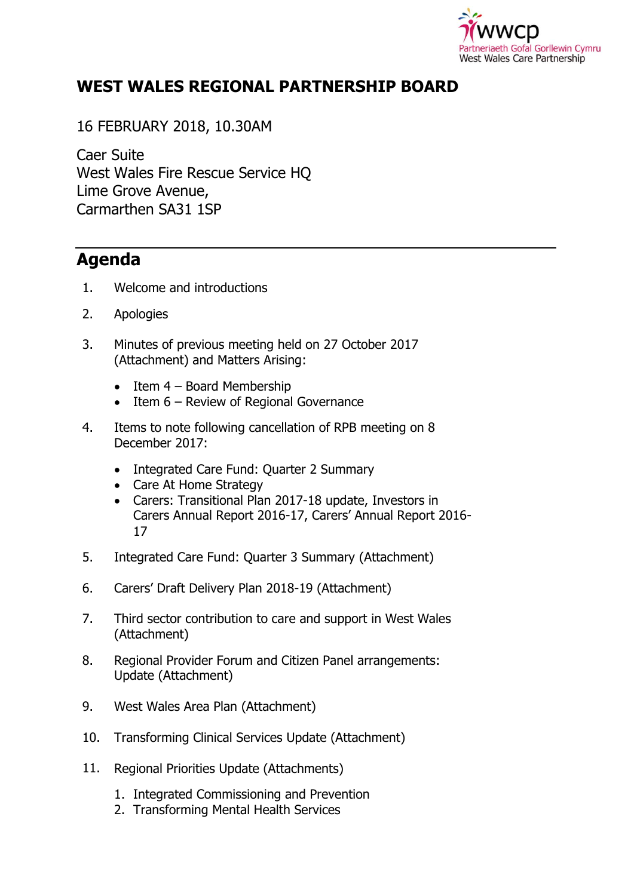wwcp
Partneriaeth Gofal Gorllewin Cymru
West Wales Care Partnership

# WEST WALES REGIONAL PARTNERSHIP BOARD

16 FEBRUARY 2018, 10.30AM

Caer Suite
West Wales Fire Rescue Service HQ
Lime Grove Avenue,
Carmarthen SA31 1SP

## Agenda

1. Welcome and introductions

2. Apologies

3. Minutes of previous meeting held on 27 October 2017 (Attachment) and Matters Arising:

   - Item 4 – Board Membership
   - Item 6 – Review of Regional Governance

4. Items to note following cancellation of RPB meeting on 8 December 2017:

   - Integrated Care Fund: Quarter 2 Summary
   - Care At Home Strategy
   - Carers: Transitional Plan 2017-18 update, Investors in Carers Annual Report 2016-17, Carers' Annual Report 2016-17

5. Integrated Care Fund: Quarter 3 Summary (Attachment)

6. Carers' Draft Delivery Plan 2018-19 (Attachment)

7. Third sector contribution to care and support in West Wales (Attachment)

8. Regional Provider Forum and Citizen Panel arrangements: Update (Attachment)

9. West Wales Area Plan (Attachment)

10. Transforming Clinical Services Update (Attachment)

11. Regional Priorities Update (Attachments)

    1. Integrated Commissioning and Prevention
    2. Transforming Mental Health Services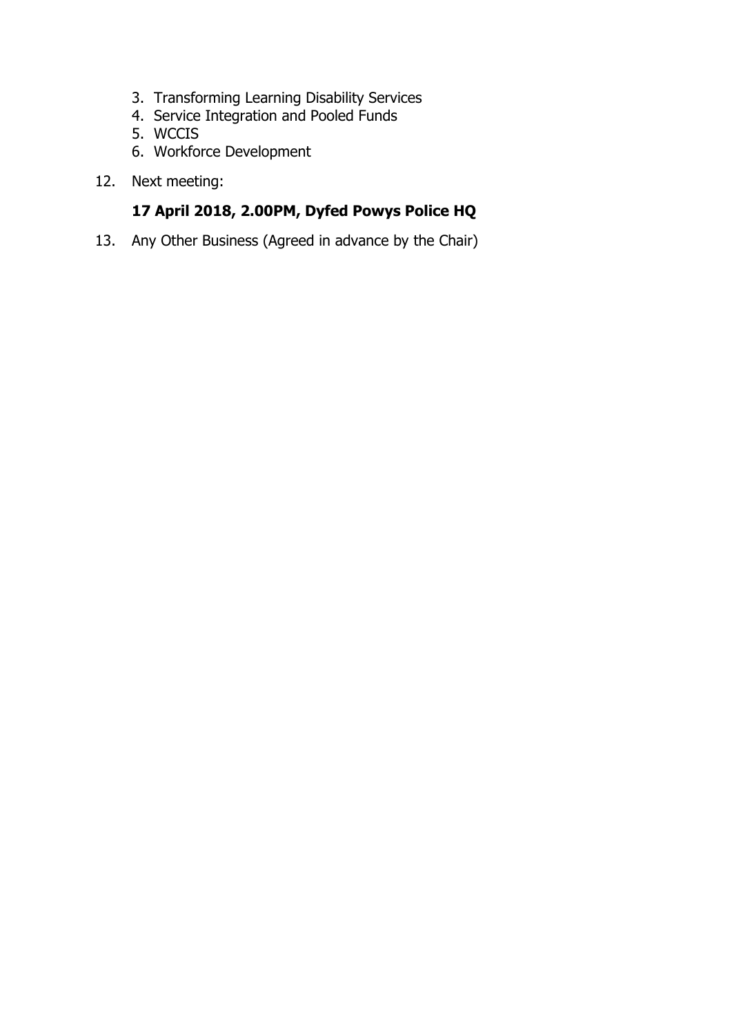3. Transforming Learning Disability Services
4. Service Integration and Pooled Funds
5. WCCIS
6. Workforce Development

12. Next meeting:

    **17 April 2018, 2.00PM, Dyfed Powys Police HQ**

13. Any Other Business (Agreed in advance by the Chair)